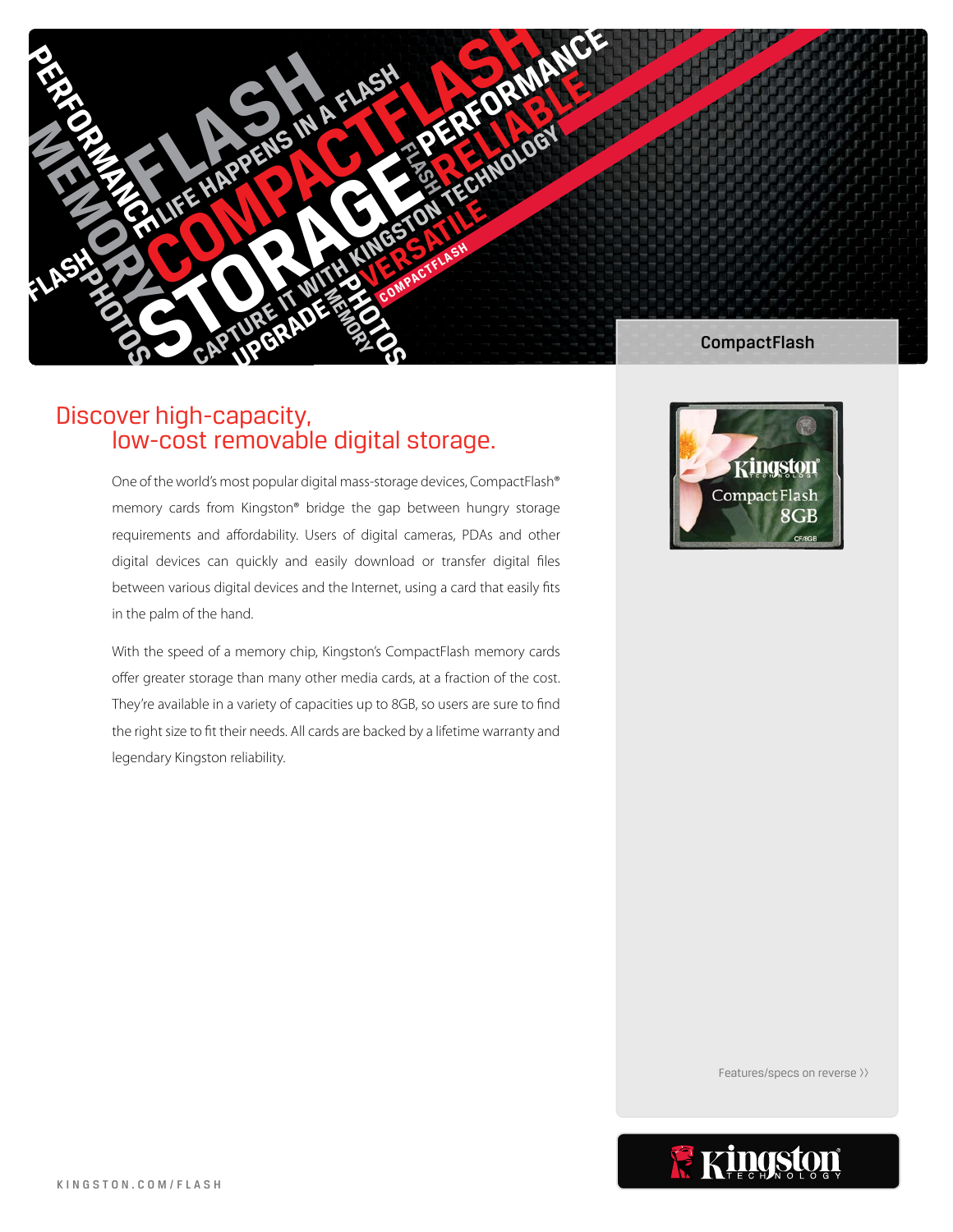CompactFlash

## Discover high-capacity, low-cost removable digital storage.

One of the world's most popular digital mass-storage devices, CompactFlash® memory cards from Kingston® bridge the gap between hungry storage requirements and affordability. Users of digital cameras, PDAs and other digital devices can quickly and easily download or transfer digital files between various digital devices and the Internet, using a card that easily fits in the palm of the hand.

With the speed of a memory chip, Kingston's CompactFlash memory cards offer greater storage than many other media cards, at a fraction of the cost. They're available in a variety of capacities up to 8GB, so users are sure to find the right size to fit their needs. All cards are backed by a lifetime warranty and legendary Kingston reliability.

Features/specs on reverse ››

KINGSTON.COM/FLASH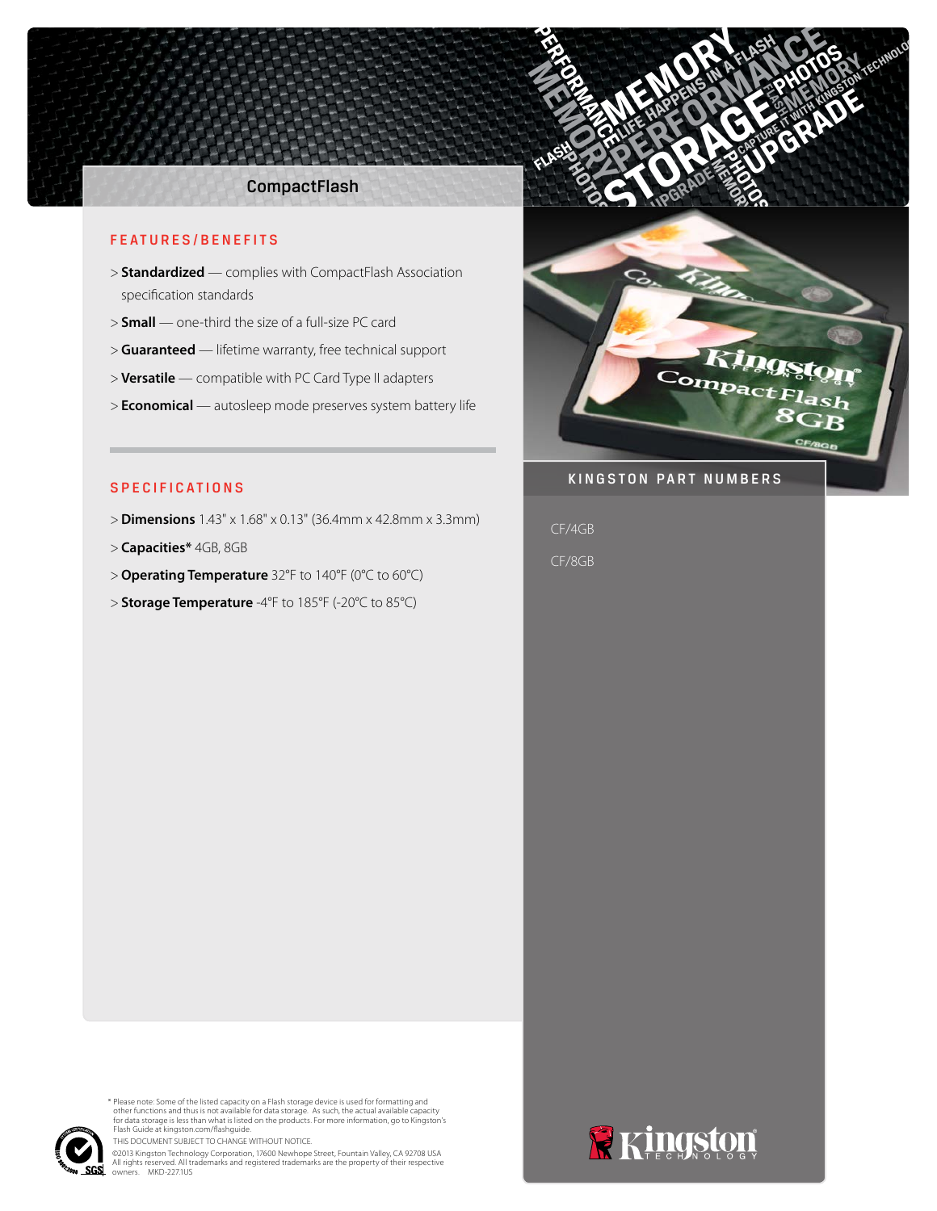## CompactFlash

### FEATURES/BENEFITS

- > **Standardized** — complies with CompactFlash Association specification standards
- > **Small** — one-third the size of a full-size PC card
- > **Guaranteed** — lifetime warranty, free technical support
- > **Versatile** — compatible with PC Card Type II adapters
- > **Economical** — autosleep mode preserves system battery life

### SPECIFICATIONS

- > **Dimensions** 1.43" x 1.68" x 0.13" (36.4mm x 42.8mm x 3.3mm)
- > **Capacities*** 4GB, 8GB
- > **Operating Temperature** 32°F to 140°F (0°C to 60°C)
- > **Storage Temperature** -4°F to 185°F (-20°C to 85°C)

### KINGSTON PART NUMBERS

CF/4GB

CF/8GB

* Please note: Some of the listed capacity on a Flash storage device is used for formatting and other functions and thus is not available for data storage. As such, the actual available capacity for data storage is less than what is listed on the products. For more information, go to Kingston's Flash Guide at kingston.com/flashguide.

THIS DOCUMENT SUBJECT TO CHANGE WITHOUT NOTICE.

©2013 Kingston Technology Corporation, 17600 Newhope Street, Fountain Valley, CA 92708 USA All rights reserved. All trademarks and registered trademarks are the property of their respective owners. MKD-227.1US